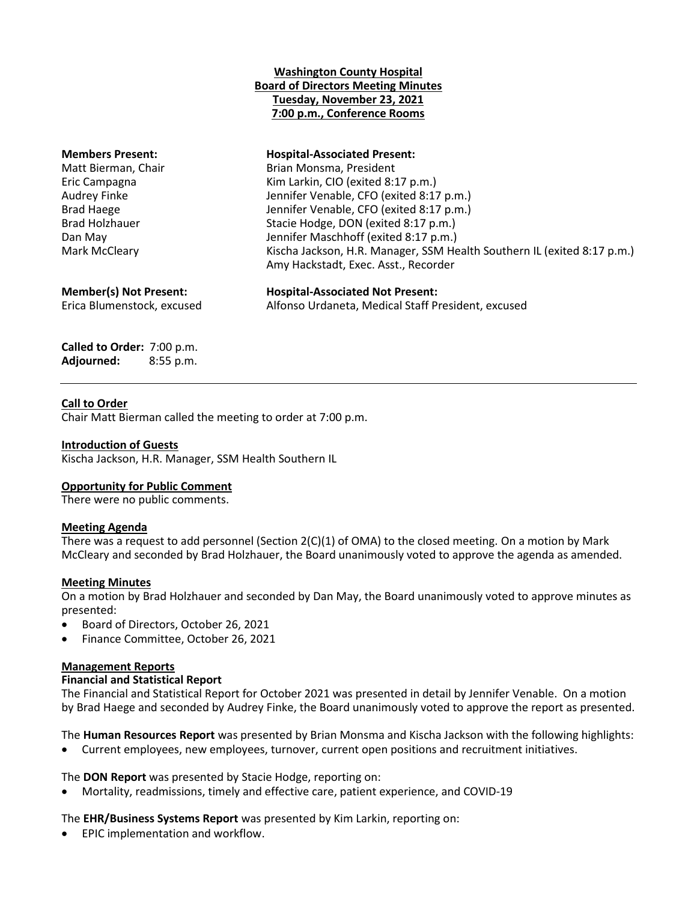**Washington County Hospital**
**Board of Directors Meeting Minutes**
**Tuesday, November 23, 2021**
**7:00 p.m., Conference Rooms**

| **Members Present:** | **Hospital-Associated Present:** |
|---|---|
| Matt Bierman, Chair | Brian Monsma, President |
| Eric Campagna | Kim Larkin, CIO (exited 8:17 p.m.) |
| Audrey Finke | Jennifer Venable, CFO (exited 8:17 p.m.) |
| Brad Haege | Jennifer Venable, CFO (exited 8:17 p.m.) |
| Brad Holzhauer | Stacie Hodge, DON (exited 8:17 p.m.) |
| Dan May | Jennifer Maschhoff (exited 8:17 p.m.) |
| Mark McCleary | Kischa Jackson, H.R. Manager, SSM Health Southern IL (exited 8:17 p.m.) |
| | Amy Hackstadt, Exec. Asst., Recorder |

| **Member(s) Not Present:** | **Hospital-Associated Not Present:** |
|---|---|
| Erica Blumenstock, excused | Alfonso Urdaneta, Medical Staff President, excused |

**Called to Order:** 7:00 p.m.
**Adjourned:** 8:55 p.m.

---

**Call to Order**
Chair Matt Bierman called the meeting to order at 7:00 p.m.

**Introduction of Guests**
Kischa Jackson, H.R. Manager, SSM Health Southern IL

**Opportunity for Public Comment**
There were no public comments.

**Meeting Agenda**
There was a request to add personnel (Section 2(C)(1) of OMA) to the closed meeting. On a motion by Mark McCleary and seconded by Brad Holzhauer, the Board unanimously voted to approve the agenda as amended.

**Meeting Minutes**
On a motion by Brad Holzhauer and seconded by Dan May, the Board unanimously voted to approve minutes as presented:

- Board of Directors, October 26, 2021
- Finance Committee, October 26, 2021

**Management Reports**
**Financial and Statistical Report**
The Financial and Statistical Report for October 2021 was presented in detail by Jennifer Venable. On a motion by Brad Haege and seconded by Audrey Finke, the Board unanimously voted to approve the report as presented.

The **Human Resources Report** was presented by Brian Monsma and Kischa Jackson with the following highlights:

- Current employees, new employees, turnover, current open positions and recruitment initiatives.

The **DON Report** was presented by Stacie Hodge, reporting on:

- Mortality, readmissions, timely and effective care, patient experience, and COVID-19

The **EHR/Business Systems Report** was presented by Kim Larkin, reporting on:

- EPIC implementation and workflow.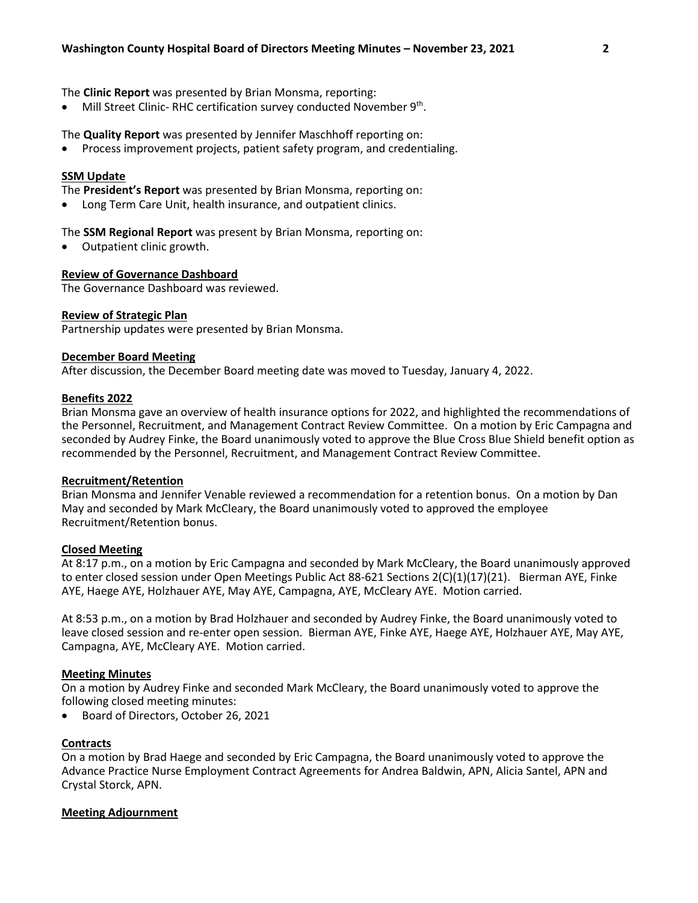The **Clinic Report** was presented by Brian Monsma, reporting:

- Mill Street Clinic- RHC certification survey conducted November 9th.

The **Quality Report** was presented by Jennifer Maschhoff reporting on:

- Process improvement projects, patient safety program, and credentialing.

**SSM Update**

The **President's Report** was presented by Brian Monsma, reporting on:

- Long Term Care Unit, health insurance, and outpatient clinics.

The **SSM Regional Report** was present by Brian Monsma, reporting on:

- Outpatient clinic growth.

**Review of Governance Dashboard**

The Governance Dashboard was reviewed.

**Review of Strategic Plan**

Partnership updates were presented by Brian Monsma.

**December Board Meeting**

After discussion, the December Board meeting date was moved to Tuesday, January 4, 2022.

**Benefits 2022**

Brian Monsma gave an overview of health insurance options for 2022, and highlighted the recommendations of the Personnel, Recruitment, and Management Contract Review Committee. On a motion by Eric Campagna and seconded by Audrey Finke, the Board unanimously voted to approve the Blue Cross Blue Shield benefit option as recommended by the Personnel, Recruitment, and Management Contract Review Committee.

**Recruitment/Retention**

Brian Monsma and Jennifer Venable reviewed a recommendation for a retention bonus. On a motion by Dan May and seconded by Mark McCleary, the Board unanimously voted to approved the employee Recruitment/Retention bonus.

**Closed Meeting**

At 8:17 p.m., on a motion by Eric Campagna and seconded by Mark McCleary, the Board unanimously approved to enter closed session under Open Meetings Public Act 88-621 Sections 2(C)(1)(17)(21). Bierman AYE, Finke AYE, Haege AYE, Holzhauer AYE, May AYE, Campagna, AYE, McCleary AYE. Motion carried.

At 8:53 p.m., on a motion by Brad Holzhauer and seconded by Audrey Finke, the Board unanimously voted to leave closed session and re-enter open session. Bierman AYE, Finke AYE, Haege AYE, Holzhauer AYE, May AYE, Campagna, AYE, McCleary AYE. Motion carried.

**Meeting Minutes**

On a motion by Audrey Finke and seconded Mark McCleary, the Board unanimously voted to approve the following closed meeting minutes:

- Board of Directors, October 26, 2021

**Contracts**

On a motion by Brad Haege and seconded by Eric Campagna, the Board unanimously voted to approve the Advance Practice Nurse Employment Contract Agreements for Andrea Baldwin, APN, Alicia Santel, APN and Crystal Storck, APN.

**Meeting Adjournment**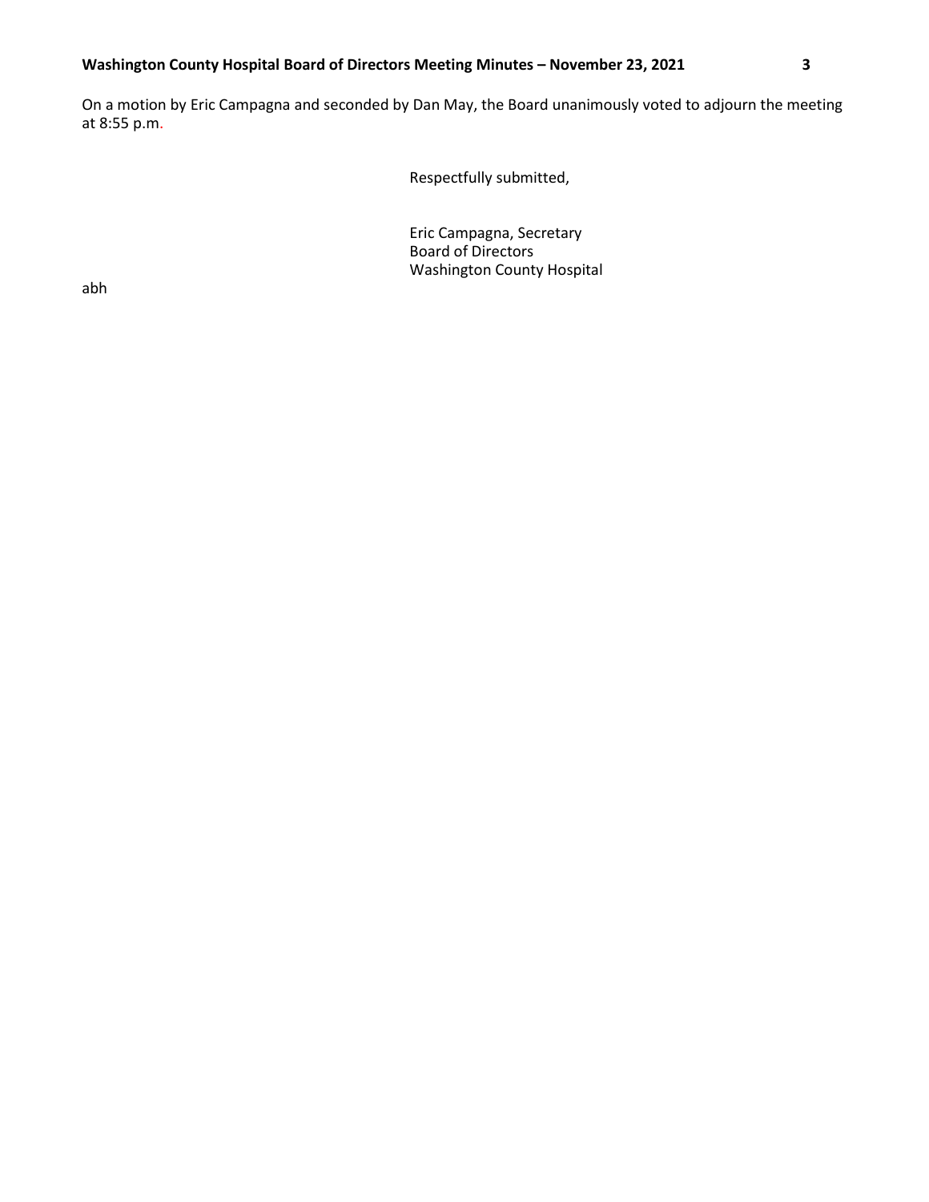On a motion by Eric Campagna and seconded by Dan May, the Board unanimously voted to adjourn the meeting at 8:55 p.m.

Respectfully submitted,

Eric Campagna, Secretary
Board of Directors
Washington County Hospital

abh